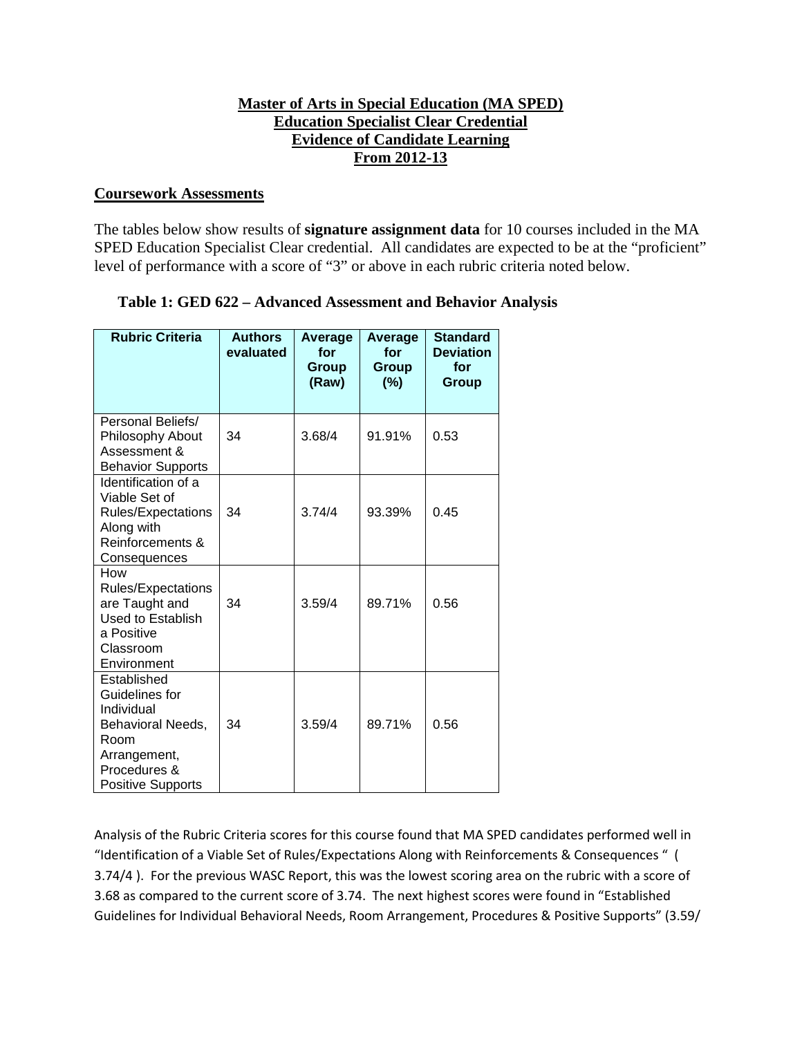**Master of Arts in Special Education (MA SPED)**
**Education Specialist Clear Credential**
**Evidence of Candidate Learning**
**From 2012-13**

## Coursework Assessments

The tables below show results of **signature assignment data** for 10 courses included in the MA SPED Education Specialist Clear credential. All candidates are expected to be at the "proficient" level of performance with a score of "3" or above in each rubric criteria noted below.

### Table 1: GED 622 – Advanced Assessment and Behavior Analysis

| Rubric Criteria | Authors evaluated | Average for Group (Raw) | Average for Group (%) | Standard Deviation for Group |
|---|---|---|---|---|
| Personal Beliefs/ Philosophy About Assessment & Behavior Supports | 34 | 3.68/4 | 91.91% | 0.53 |
| Identification of a Viable Set of Rules/Expectations Along with Reinforcements & Consequences | 34 | 3.74/4 | 93.39% | 0.45 |
| How Rules/Expectations are Taught and Used to Establish a Positive Classroom Environment | 34 | 3.59/4 | 89.71% | 0.56 |
| Established Guidelines for Individual Behavioral Needs, Room Arrangement, Procedures & Positive Supports | 34 | 3.59/4 | 89.71% | 0.56 |

Analysis of the Rubric Criteria scores for this course found that MA SPED candidates performed well in "Identification of a Viable Set of Rules/Expectations Along with Reinforcements & Consequences " ( 3.74/4 ). For the previous WASC Report, this was the lowest scoring area on the rubric with a score of 3.68 as compared to the current score of 3.74. The next highest scores were found in "Established Guidelines for Individual Behavioral Needs, Room Arrangement, Procedures & Positive Supports" (3.59/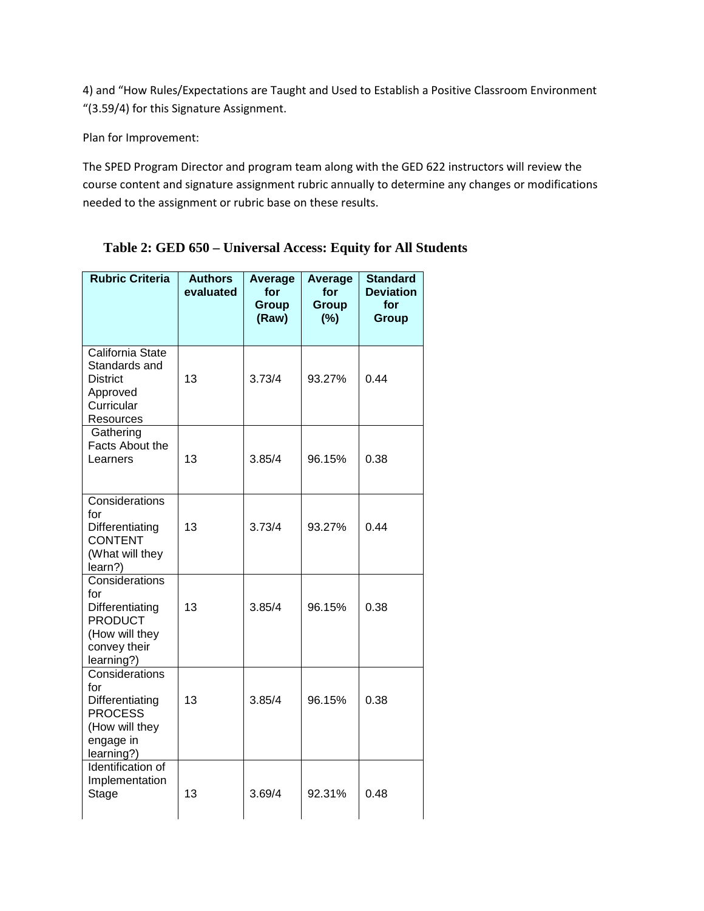4) and "How Rules/Expectations are Taught and Used to Establish a Positive Classroom Environment "(3.59/4) for this Signature Assignment.

Plan for Improvement:

The SPED Program Director and program team along with the GED 622 instructors will review the course content and signature assignment rubric annually to determine any changes or modifications needed to the assignment or rubric base on these results.

**Table 2: GED 650 – Universal Access: Equity for All Students**

| Rubric Criteria | Authors evaluated | Average for Group (Raw) | Average for Group (%) | Standard Deviation for Group |
|---|---|---|---|---|
| California State Standards and District Approved Curricular Resources | 13 | 3.73/4 | 93.27% | 0.44 |
| Gathering Facts About the Learners | 13 | 3.85/4 | 96.15% | 0.38 |
| Considerations for Differentiating CONTENT (What will they learn?) | 13 | 3.73/4 | 93.27% | 0.44 |
| Considerations for Differentiating PRODUCT (How will they convey their learning?) | 13 | 3.85/4 | 96.15% | 0.38 |
| Considerations for Differentiating PROCESS (How will they engage in learning?) | 13 | 3.85/4 | 96.15% | 0.38 |
| Identification of Implementation Stage | 13 | 3.69/4 | 92.31% | 0.48 |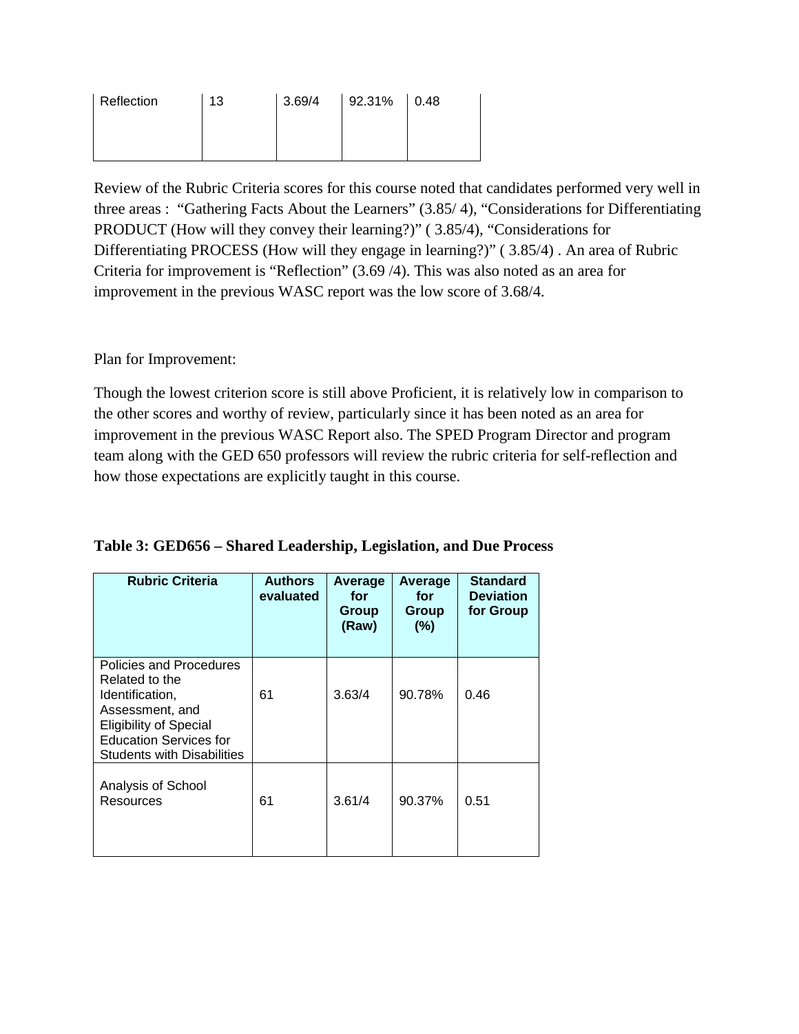| Reflection | 13 | 3.69/4 | 92.31% | 0.48 |
|---|---|---|---|---|

Review of the Rubric Criteria scores for this course noted that candidates performed very well in three areas : "Gathering Facts About the Learners" (3.85/ 4), "Considerations for Differentiating PRODUCT (How will they convey their learning?)" ( 3.85/4), "Considerations for Differentiating PROCESS (How will they engage in learning?)" ( 3.85/4) . An area of Rubric Criteria for improvement is "Reflection" (3.69 /4). This was also noted as an area for improvement in the previous WASC report was the low score of 3.68/4.

Plan for Improvement:

Though the lowest criterion score is still above Proficient, it is relatively low in comparison to the other scores and worthy of review, particularly since it has been noted as an area for improvement in the previous WASC Report also. The SPED Program Director and program team along with the GED 650 professors will review the rubric criteria for self-reflection and how those expectations are explicitly taught in this course.

**Table 3: GED656 – Shared Leadership, Legislation, and Due Process**

| Rubric Criteria | Authors evaluated | Average for Group (Raw) | Average for Group (%) | Standard Deviation for Group |
|---|---|---|---|---|
| Policies and Procedures Related to the Identification, Assessment, and Eligibility of Special Education Services for Students with Disabilities | 61 | 3.63/4 | 90.78% | 0.46 |
| Analysis of School Resources | 61 | 3.61/4 | 90.37% | 0.51 |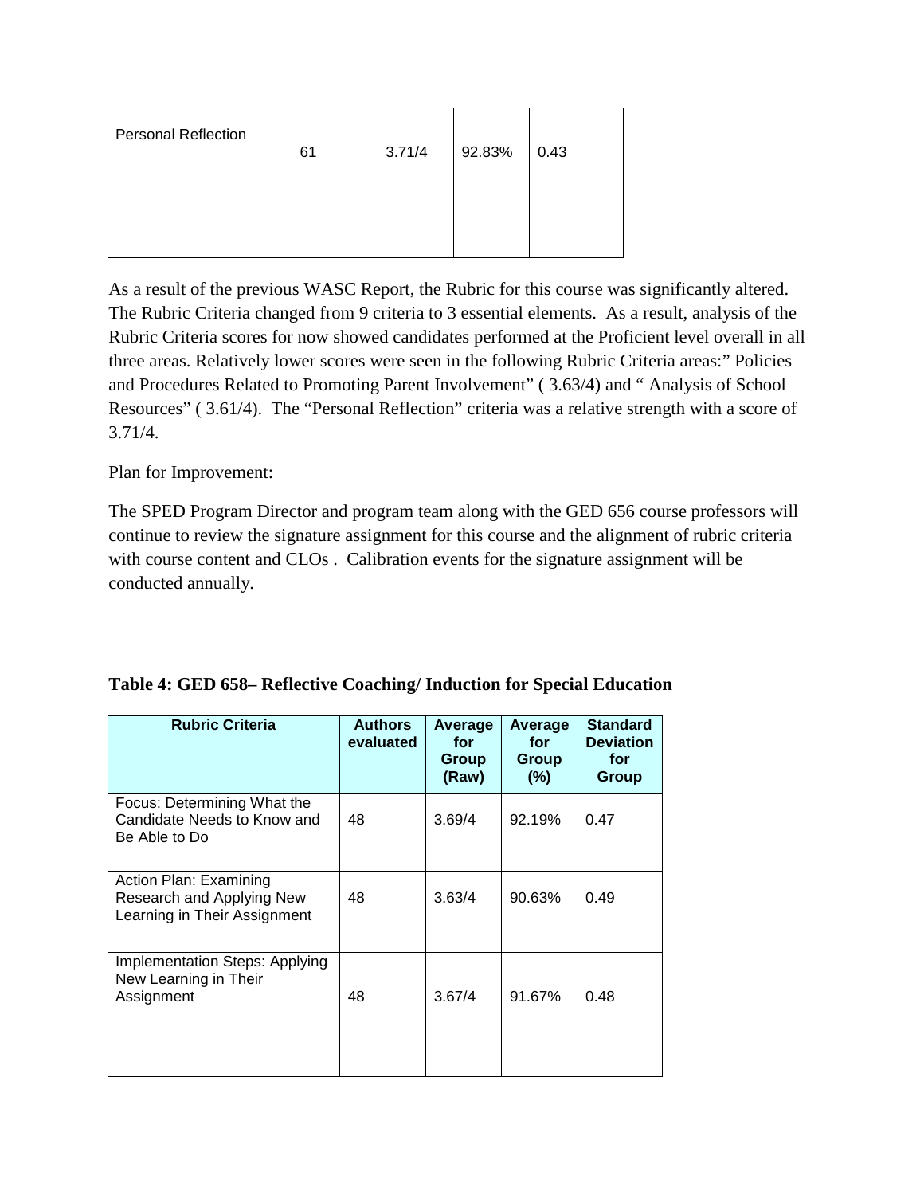| Personal Reflection | 61 | 3.71/4 | 92.83% | 0.43 |
|---|---|---|---|---|

As a result of the previous WASC Report, the Rubric for this course was significantly altered. The Rubric Criteria changed from 9 criteria to 3 essential elements. As a result, analysis of the Rubric Criteria scores for now showed candidates performed at the Proficient level overall in all three areas. Relatively lower scores were seen in the following Rubric Criteria areas:" Policies and Procedures Related to Promoting Parent Involvement" ( 3.63/4) and " Analysis of School Resources" ( 3.61/4). The "Personal Reflection" criteria was a relative strength with a score of 3.71/4.

Plan for Improvement:

The SPED Program Director and program team along with the GED 656 course professors will continue to review the signature assignment for this course and the alignment of rubric criteria with course content and CLOs . Calibration events for the signature assignment will be conducted annually.

**Table 4: GED 658– Reflective Coaching/ Induction for Special Education**

| Rubric Criteria | Authors evaluated | Average for Group (Raw) | Average for Group (%) | Standard Deviation for Group |
|---|---|---|---|---|
| Focus: Determining What the Candidate Needs to Know and Be Able to Do | 48 | 3.69/4 | 92.19% | 0.47 |
| Action Plan: Examining Research and Applying New Learning in Their Assignment | 48 | 3.63/4 | 90.63% | 0.49 |
| Implementation Steps: Applying New Learning in Their Assignment | 48 | 3.67/4 | 91.67% | 0.48 |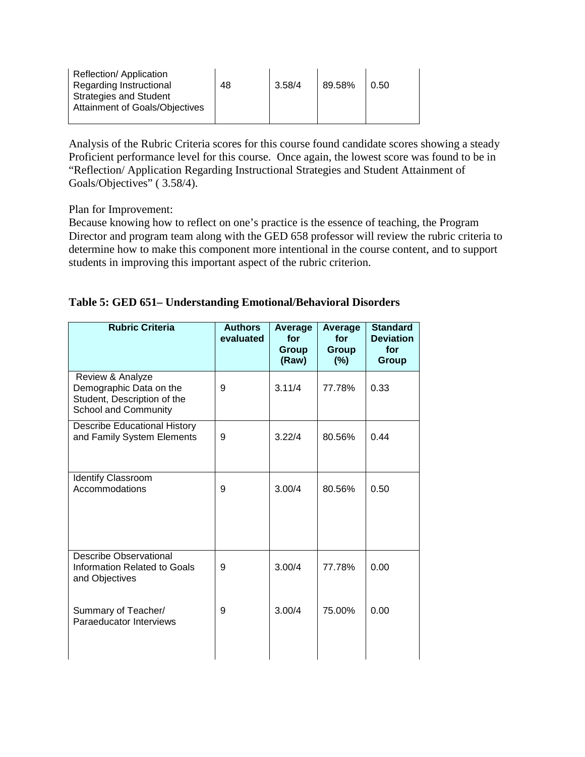| Reflection/ Application Regarding Instructional Strategies and Student Attainment of Goals/Objectives | 48 | 3.58/4 | 89.58% | 0.50 |
|---|---|---|---|---|

Analysis of the Rubric Criteria scores for this course found candidate scores showing a steady Proficient performance level for this course. Once again, the lowest score was found to be in "Reflection/ Application Regarding Instructional Strategies and Student Attainment of Goals/Objectives" ( 3.58/4).

Plan for Improvement:
Because knowing how to reflect on one's practice is the essence of teaching, the Program Director and program team along with the GED 658 professor will review the rubric criteria to determine how to make this component more intentional in the course content, and to support students in improving this important aspect of the rubric criterion.

**Table 5: GED 651– Understanding Emotional/Behavioral Disorders**

| Rubric Criteria | Authors evaluated | Average for Group (Raw) | Average for Group (%) | Standard Deviation for Group |
|---|---|---|---|---|
| Review & Analyze Demographic Data on the Student, Description of the School and Community | 9 | 3.11/4 | 77.78% | 0.33 |
| Describe Educational History and Family System Elements | 9 | 3.22/4 | 80.56% | 0.44 |
| Identify Classroom Accommodations | 9 | 3.00/4 | 80.56% | 0.50 |
| Describe Observational Information Related to Goals and Objectives | 9 | 3.00/4 | 77.78% | 0.00 |
| Summary of Teacher/ Paraeducator Interviews | 9 | 3.00/4 | 75.00% | 0.00 |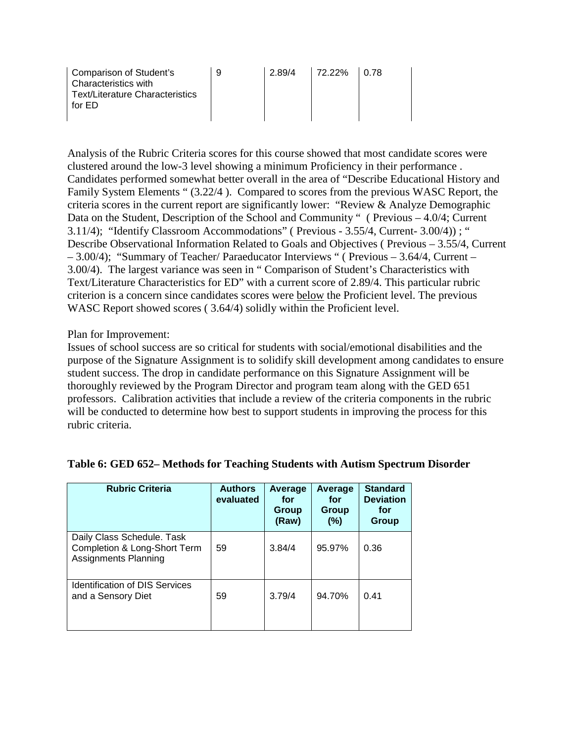| Comparison of Student's Characteristics with Text/Literature Characteristics for ED | 9 | 2.89/4 | 72.22% | 0.78 |
|---|---|---|---|---|

Analysis of the Rubric Criteria scores for this course showed that most candidate scores were clustered around the low-3 level showing a minimum Proficiency in their performance . Candidates performed somewhat better overall in the area of "Describe Educational History and Family System Elements " (3.22/4 ). Compared to scores from the previous WASC Report, the criteria scores in the current report are significantly lower: "Review & Analyze Demographic Data on the Student, Description of the School and Community " ( Previous – 4.0/4; Current 3.11/4); "Identify Classroom Accommodations" ( Previous - 3.55/4, Current- 3.00/4)) ; " Describe Observational Information Related to Goals and Objectives ( Previous – 3.55/4, Current – 3.00/4); "Summary of Teacher/ Paraeducator Interviews " ( Previous – 3.64/4, Current – 3.00/4). The largest variance was seen in " Comparison of Student's Characteristics with Text/Literature Characteristics for ED" with a current score of 2.89/4. This particular rubric criterion is a concern since candidates scores were below the Proficient level. The previous WASC Report showed scores ( 3.64/4) solidly within the Proficient level.

Plan for Improvement:
Issues of school success are so critical for students with social/emotional disabilities and the purpose of the Signature Assignment is to solidify skill development among candidates to ensure student success. The drop in candidate performance on this Signature Assignment will be thoroughly reviewed by the Program Director and program team along with the GED 651 professors. Calibration activities that include a review of the criteria components in the rubric will be conducted to determine how best to support students in improving the process for this rubric criteria.

**Table 6: GED 652– Methods for Teaching Students with Autism Spectrum Disorder**

| Rubric Criteria | Authors evaluated | Average for Group (Raw) | Average for Group (%) | Standard Deviation for Group |
|---|---|---|---|---|
| Daily Class Schedule. Task Completion & Long-Short Term Assignments Planning | 59 | 3.84/4 | 95.97% | 0.36 |
| Identification of DIS Services and a Sensory Diet | 59 | 3.79/4 | 94.70% | 0.41 |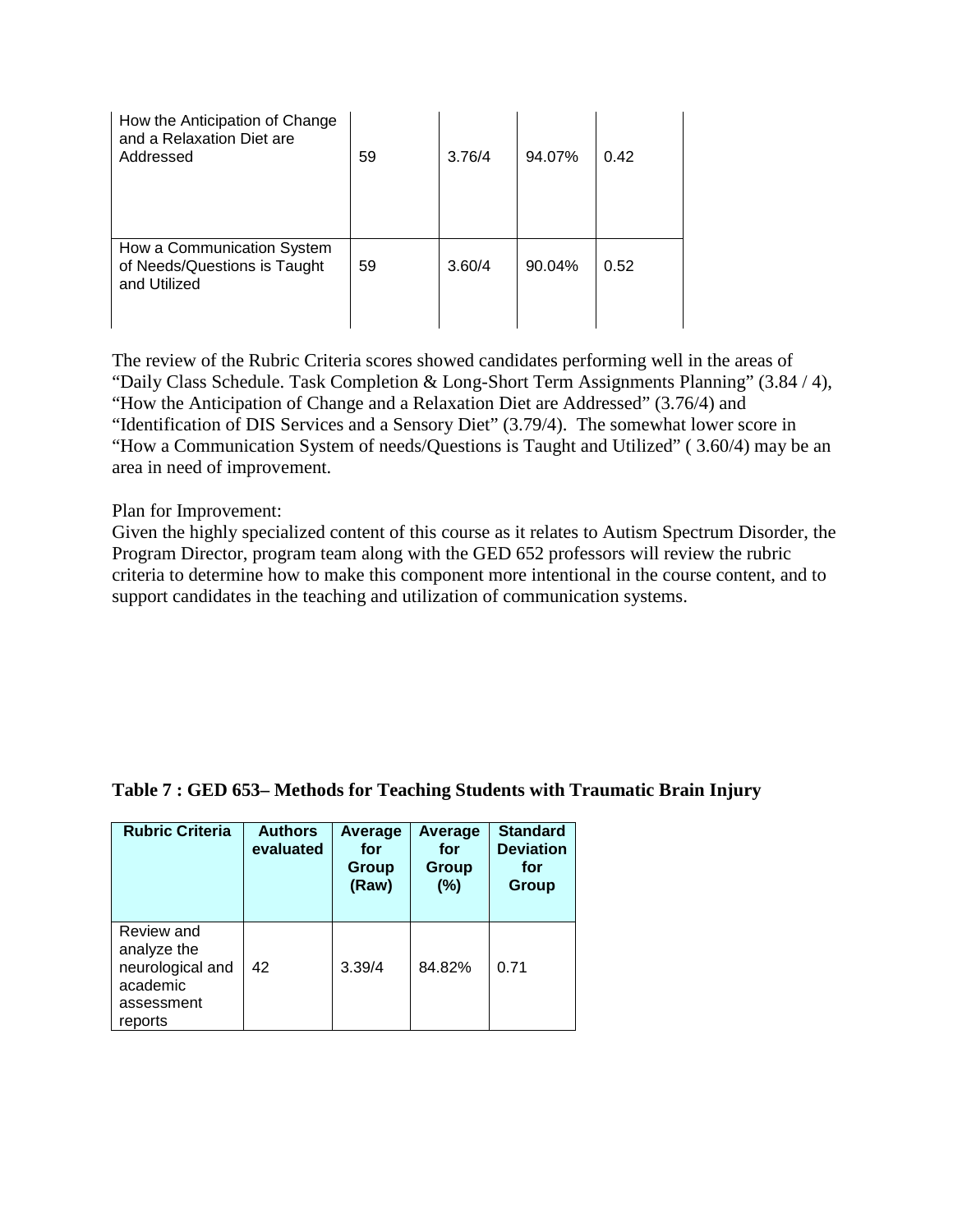| How the Anticipation of Change and a Relaxation Diet are Addressed | 59 | 3.76/4 | 94.07% | 0.42 |
|---|---|---|---|---|
| How a Communication System of Needs/Questions is Taught and Utilized | 59 | 3.60/4 | 90.04% | 0.52 |

The review of the Rubric Criteria scores showed candidates performing well in the areas of "Daily Class Schedule. Task Completion & Long-Short Term Assignments Planning" (3.84 / 4), "How the Anticipation of Change and a Relaxation Diet are Addressed" (3.76/4) and "Identification of DIS Services and a Sensory Diet" (3.79/4). The somewhat lower score in "How a Communication System of needs/Questions is Taught and Utilized" ( 3.60/4) may be an area in need of improvement.

Plan for Improvement:
Given the highly specialized content of this course as it relates to Autism Spectrum Disorder, the Program Director, program team along with the GED 652 professors will review the rubric criteria to determine how to make this component more intentional in the course content, and to support candidates in the teaching and utilization of communication systems.

**Table 7 : GED 653– Methods for Teaching Students with Traumatic Brain Injury**

| Rubric Criteria | Authors evaluated | Average for Group (Raw) | Average for Group (%) | Standard Deviation for Group |
|---|---|---|---|---|
| Review and analyze the neurological and academic assessment reports | 42 | 3.39/4 | 84.82% | 0.71 |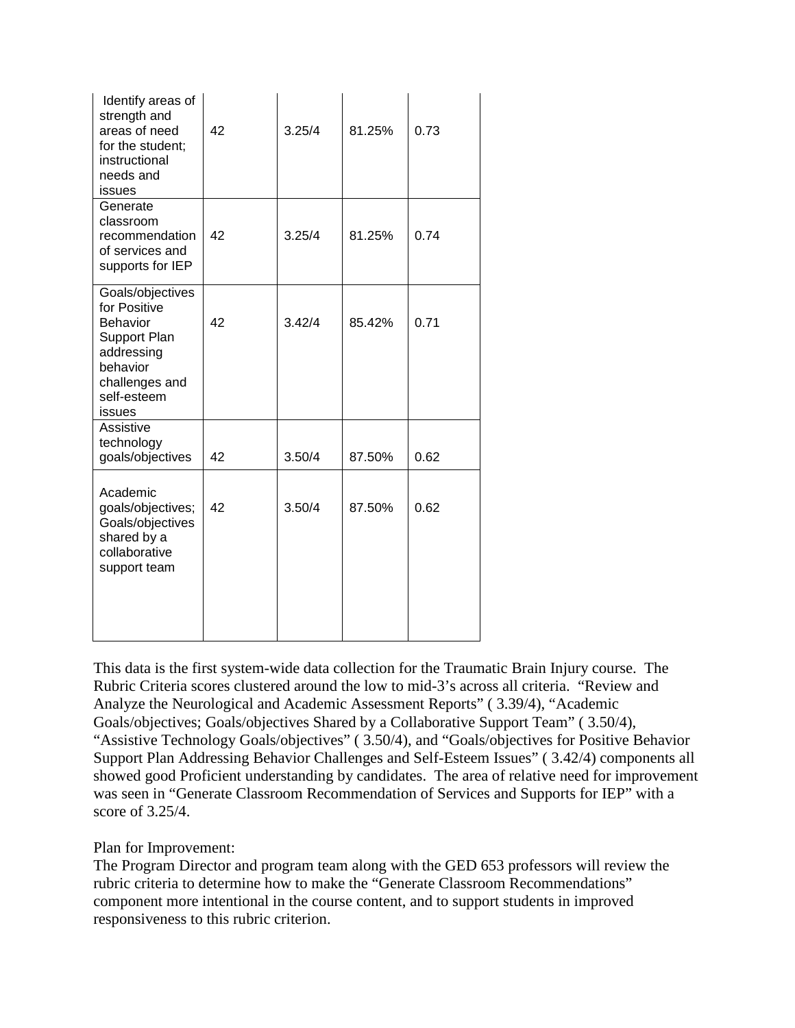| | | | | |
|---|---|---|---|---|
| Identify areas of strength and areas of need for the student; instructional needs and issues | 42 | 3.25/4 | 81.25% | 0.73 |
| Generate classroom recommendation of services and supports for IEP | 42 | 3.25/4 | 81.25% | 0.74 |
| Goals/objectives for Positive Behavior Support Plan addressing behavior challenges and self-esteem issues | 42 | 3.42/4 | 85.42% | 0.71 |
| Assistive technology goals/objectives | 42 | 3.50/4 | 87.50% | 0.62 |
| Academic goals/objectives; Goals/objectives shared by a collaborative support team | 42 | 3.50/4 | 87.50% | 0.62 |

This data is the first system-wide data collection for the Traumatic Brain Injury course. The Rubric Criteria scores clustered around the low to mid-3's across all criteria. "Review and Analyze the Neurological and Academic Assessment Reports" ( 3.39/4), "Academic Goals/objectives; Goals/objectives Shared by a Collaborative Support Team" ( 3.50/4), "Assistive Technology Goals/objectives" ( 3.50/4), and "Goals/objectives for Positive Behavior Support Plan Addressing Behavior Challenges and Self-Esteem Issues" ( 3.42/4) components all showed good Proficient understanding by candidates. The area of relative need for improvement was seen in "Generate Classroom Recommendation of Services and Supports for IEP" with a score of 3.25/4.

Plan for Improvement:
The Program Director and program team along with the GED 653 professors will review the rubric criteria to determine how to make the "Generate Classroom Recommendations" component more intentional in the course content, and to support students in improved responsiveness to this rubric criterion.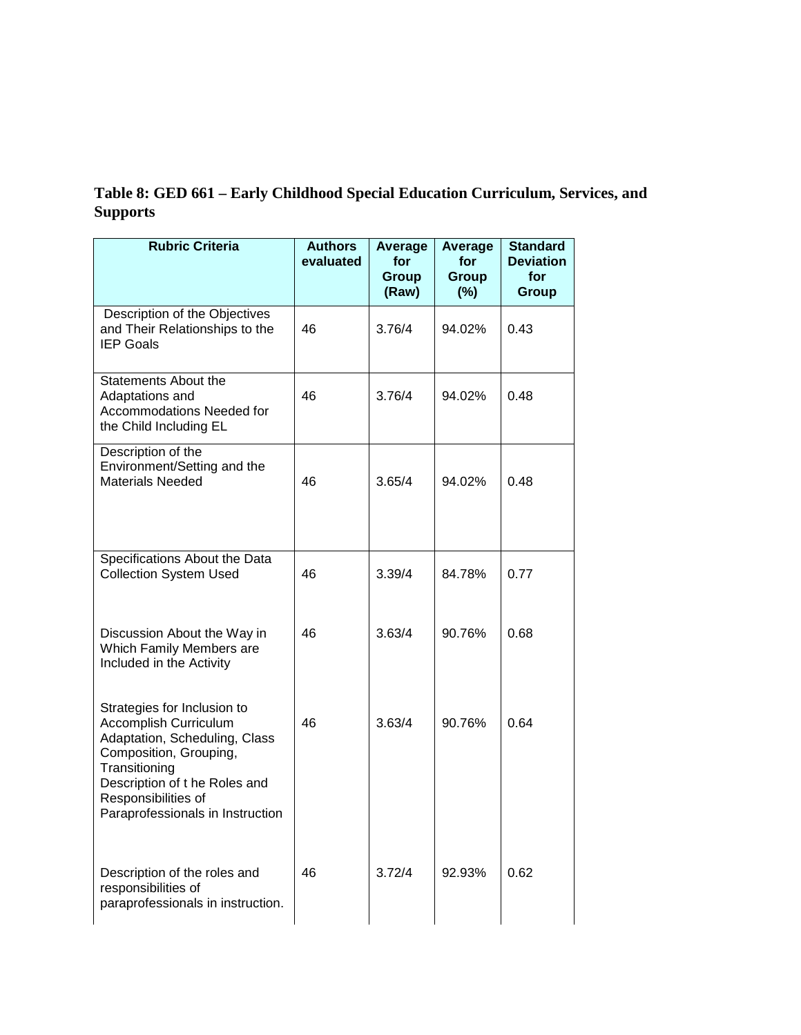**Table 8: GED 661 – Early Childhood Special Education Curriculum, Services, and Supports**

| Rubric Criteria | Authors evaluated | Average for Group (Raw) | Average for Group (%) | Standard Deviation for Group |
|---|---|---|---|---|
| Description of the Objectives and Their Relationships to the IEP Goals | 46 | 3.76/4 | 94.02% | 0.43 |
| Statements About the Adaptations and Accommodations Needed for the Child Including EL | 46 | 3.76/4 | 94.02% | 0.48 |
| Description of the Environment/Setting and the Materials Needed | 46 | 3.65/4 | 94.02% | 0.48 |
| Specifications About the Data Collection System Used | 46 | 3.39/4 | 84.78% | 0.77 |
| Discussion About the Way in Which Family Members are Included in the Activity | 46 | 3.63/4 | 90.76% | 0.68 |
| Strategies for Inclusion to Accomplish Curriculum Adaptation, Scheduling, Class Composition, Grouping, Transitioning Description of t he Roles and Responsibilities of Paraprofessionals in Instruction | 46 | 3.63/4 | 90.76% | 0.64 |
| Description of the roles and responsibilities of paraprofessionals in instruction. | 46 | 3.72/4 | 92.93% | 0.62 |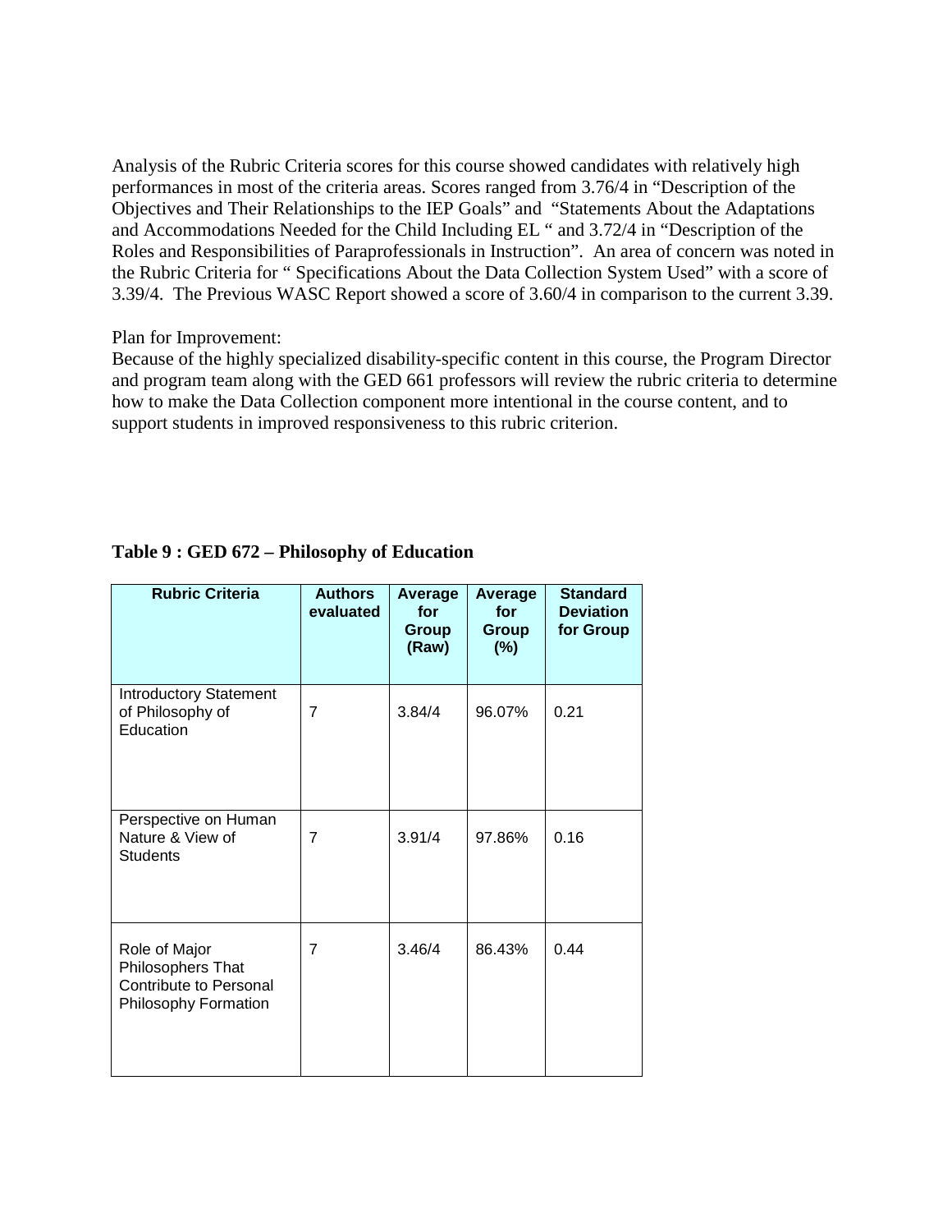Analysis of the Rubric Criteria scores for this course showed candidates with relatively high performances in most of the criteria areas. Scores ranged from 3.76/4 in "Description of the Objectives and Their Relationships to the IEP Goals" and "Statements About the Adaptations and Accommodations Needed for the Child Including EL " and 3.72/4 in "Description of the Roles and Responsibilities of Paraprofessionals in Instruction". An area of concern was noted in the Rubric Criteria for " Specifications About the Data Collection System Used" with a score of 3.39/4. The Previous WASC Report showed a score of 3.60/4 in comparison to the current 3.39.

Plan for Improvement:
Because of the highly specialized disability-specific content in this course, the Program Director and program team along with the GED 661 professors will review the rubric criteria to determine how to make the Data Collection component more intentional in the course content, and to support students in improved responsiveness to this rubric criterion.

**Table 9 : GED 672 – Philosophy of Education**

| Rubric Criteria | Authors evaluated | Average for Group (Raw) | Average for Group (%) | Standard Deviation for Group |
|---|---|---|---|---|
| Introductory Statement of Philosophy of Education | 7 | 3.84/4 | 96.07% | 0.21 |
| Perspective on Human Nature & View of Students | 7 | 3.91/4 | 97.86% | 0.16 |
| Role of Major Philosophers That Contribute to Personal Philosophy Formation | 7 | 3.46/4 | 86.43% | 0.44 |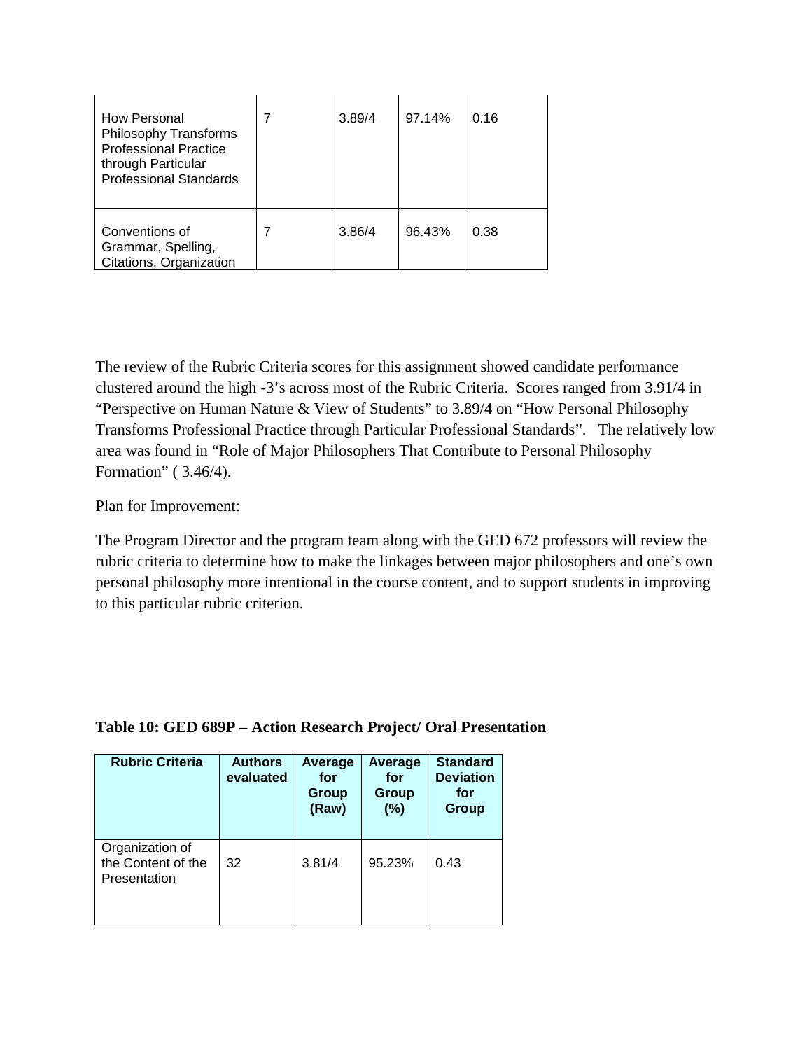| | | | | |
|---|---|---|---|---|
| How Personal Philosophy Transforms Professional Practice through Particular Professional Standards | 7 | 3.89/4 | 97.14% | 0.16 |
| Conventions of Grammar, Spelling, Citations, Organization | 7 | 3.86/4 | 96.43% | 0.38 |

The review of the Rubric Criteria scores for this assignment showed candidate performance clustered around the high -3's across most of the Rubric Criteria. Scores ranged from 3.91/4 in "Perspective on Human Nature & View of Students" to 3.89/4 on "How Personal Philosophy Transforms Professional Practice through Particular Professional Standards". The relatively low area was found in "Role of Major Philosophers That Contribute to Personal Philosophy Formation" ( 3.46/4).

Plan for Improvement:

The Program Director and the program team along with the GED 672 professors will review the rubric criteria to determine how to make the linkages between major philosophers and one's own personal philosophy more intentional in the course content, and to support students in improving to this particular rubric criterion.

**Table 10: GED 689P – Action Research Project/ Oral Presentation**

| Rubric Criteria | Authors evaluated | Average for Group (Raw) | Average for Group (%) | Standard Deviation for Group |
|---|---|---|---|---|
| Organization of the Content of the Presentation | 32 | 3.81/4 | 95.23% | 0.43 |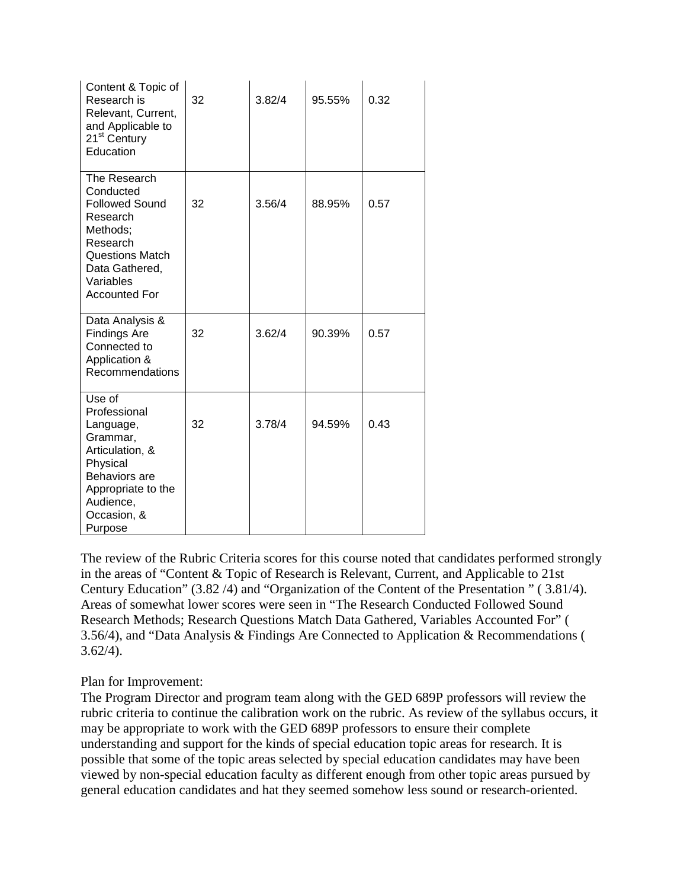| Content & Topic of Research is Relevant, Current, and Applicable to 21st Century Education | 32 | 3.82/4 | 95.55% | 0.32 |
|---|---|---|---|---|
| The Research Conducted Followed Sound Research Methods; Research Questions Match Data Gathered, Variables Accounted For | 32 | 3.56/4 | 88.95% | 0.57 |
| Data Analysis & Findings Are Connected to Application & Recommendations | 32 | 3.62/4 | 90.39% | 0.57 |
| Use of Professional Language, Grammar, Articulation, & Physical Behaviors are Appropriate to the Audience, Occasion, & Purpose | 32 | 3.78/4 | 94.59% | 0.43 |

The review of the Rubric Criteria scores for this course noted that candidates performed strongly in the areas of "Content & Topic of Research is Relevant, Current, and Applicable to 21st Century Education" (3.82 /4) and "Organization of the Content of the Presentation " ( 3.81/4). Areas of somewhat lower scores were seen in "The Research Conducted Followed Sound Research Methods; Research Questions Match Data Gathered, Variables Accounted For" ( 3.56/4), and "Data Analysis & Findings Are Connected to Application & Recommendations ( 3.62/4).

Plan for Improvement:
The Program Director and program team along with the GED 689P professors will review the rubric criteria to continue the calibration work on the rubric. As review of the syllabus occurs, it may be appropriate to work with the GED 689P professors to ensure their complete understanding and support for the kinds of special education topic areas for research. It is possible that some of the topic areas selected by special education candidates may have been viewed by non-special education faculty as different enough from other topic areas pursued by general education candidates and hat they seemed somehow less sound or research-oriented.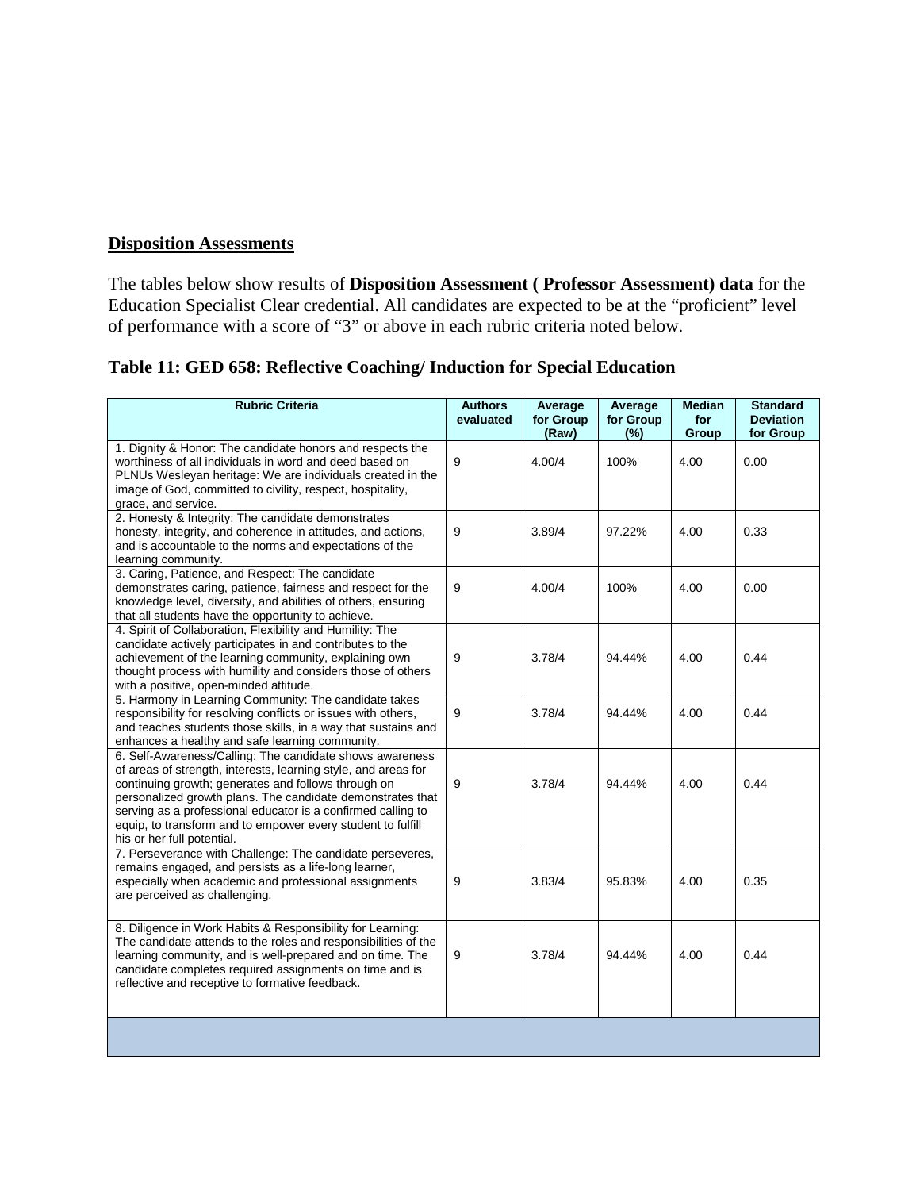## Disposition Assessments

The tables below show results of **Disposition Assessment ( Professor Assessment) data** for the Education Specialist Clear credential. All candidates are expected to be at the "proficient" level of performance with a score of "3" or above in each rubric criteria noted below.

### Table 11: GED 658: Reflective Coaching/ Induction for Special Education

| Rubric Criteria | Authors evaluated | Average for Group (Raw) | Average for Group (%) | Median for Group | Standard Deviation for Group |
|---|---|---|---|---|---|
| 1. Dignity & Honor: The candidate honors and respects the worthiness of all individuals in word and deed based on PLNUs Wesleyan heritage: We are individuals created in the image of God, committed to civility, respect, hospitality, grace, and service. | 9 | 4.00/4 | 100% | 4.00 | 0.00 |
| 2. Honesty & Integrity: The candidate demonstrates honesty, integrity, and coherence in attitudes, and actions, and is accountable to the norms and expectations of the learning community. | 9 | 3.89/4 | 97.22% | 4.00 | 0.33 |
| 3. Caring, Patience, and Respect: The candidate demonstrates caring, patience, fairness and respect for the knowledge level, diversity, and abilities of others, ensuring that all students have the opportunity to achieve. | 9 | 4.00/4 | 100% | 4.00 | 0.00 |
| 4. Spirit of Collaboration, Flexibility and Humility: The candidate actively participates in and contributes to the achievement of the learning community, explaining own thought process with humility and considers those of others with a positive, open-minded attitude. | 9 | 3.78/4 | 94.44% | 4.00 | 0.44 |
| 5. Harmony in Learning Community: The candidate takes responsibility for resolving conflicts or issues with others, and teaches students those skills, in a way that sustains and enhances a healthy and safe learning community. | 9 | 3.78/4 | 94.44% | 4.00 | 0.44 |
| 6. Self-Awareness/Calling: The candidate shows awareness of areas of strength, interests, learning style, and areas for continuing growth; generates and follows through on personalized growth plans. The candidate demonstrates that serving as a professional educator is a confirmed calling to equip, to transform and to empower every student to fulfill his or her full potential. | 9 | 3.78/4 | 94.44% | 4.00 | 0.44 |
| 7. Perseverance with Challenge: The candidate perseveres, remains engaged, and persists as a life-long learner, especially when academic and professional assignments are perceived as challenging. | 9 | 3.83/4 | 95.83% | 4.00 | 0.35 |
| 8. Diligence in Work Habits & Responsibility for Learning: The candidate attends to the roles and responsibilities of the learning community, and is well-prepared and on time. The candidate completes required assignments on time and is reflective and receptive to formative feedback. | 9 | 3.78/4 | 94.44% | 4.00 | 0.44 |
| | | | | | |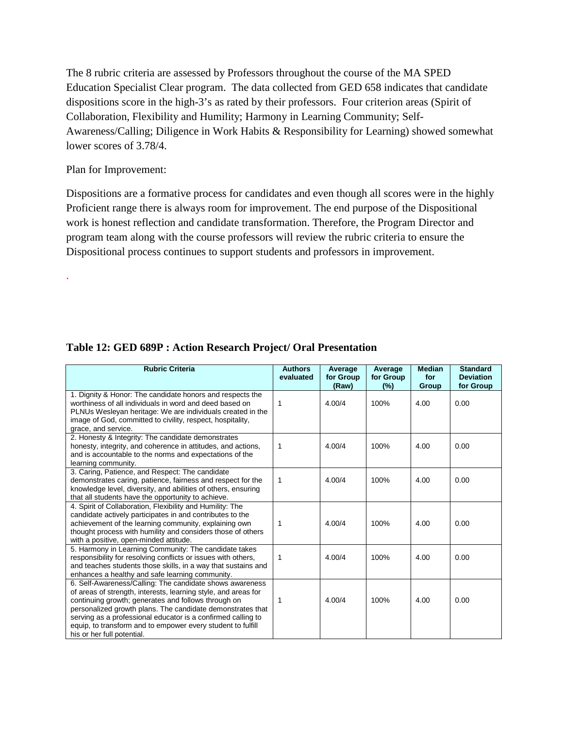The 8 rubric criteria are assessed by Professors throughout the course of the MA SPED Education Specialist Clear program. The data collected from GED 658 indicates that candidate dispositions score in the high-3's as rated by their professors. Four criterion areas (Spirit of Collaboration, Flexibility and Humility; Harmony in Learning Community; Self-Awareness/Calling; Diligence in Work Habits & Responsibility for Learning) showed somewhat lower scores of 3.78/4.

Plan for Improvement:

Dispositions are a formative process for candidates and even though all scores were in the highly Proficient range there is always room for improvement. The end purpose of the Dispositional work is honest reflection and candidate transformation. Therefore, the Program Director and program team along with the course professors will review the rubric criteria to ensure the Dispositional process continues to support students and professors in improvement.

.

**Table 12: GED 689P : Action Research Project/ Oral Presentation**

| Rubric Criteria | Authors evaluated | Average for Group (Raw) | Average for Group (%) | Median for Group | Standard Deviation for Group |
|---|---|---|---|---|---|
| 1. Dignity & Honor: The candidate honors and respects the worthiness of all individuals in word and deed based on PLNUs Wesleyan heritage: We are individuals created in the image of God, committed to civility, respect, hospitality, grace, and service. | 1 | 4.00/4 | 100% | 4.00 | 0.00 |
| 2. Honesty & Integrity: The candidate demonstrates honesty, integrity, and coherence in attitudes, and actions, and is accountable to the norms and expectations of the learning community. | 1 | 4.00/4 | 100% | 4.00 | 0.00 |
| 3. Caring, Patience, and Respect: The candidate demonstrates caring, patience, fairness and respect for the knowledge level, diversity, and abilities of others, ensuring that all students have the opportunity to achieve. | 1 | 4.00/4 | 100% | 4.00 | 0.00 |
| 4. Spirit of Collaboration, Flexibility and Humility: The candidate actively participates in and contributes to the achievement of the learning community, explaining own thought process with humility and considers those of others with a positive, open-minded attitude. | 1 | 4.00/4 | 100% | 4.00 | 0.00 |
| 5. Harmony in Learning Community: The candidate takes responsibility for resolving conflicts or issues with others, and teaches students those skills, in a way that sustains and enhances a healthy and safe learning community. | 1 | 4.00/4 | 100% | 4.00 | 0.00 |
| 6. Self-Awareness/Calling: The candidate shows awareness of areas of strength, interests, learning style, and areas for continuing growth; generates and follows through on personalized growth plans. The candidate demonstrates that serving as a professional educator is a confirmed calling to equip, to transform and to empower every student to fulfill his or her full potential. | 1 | 4.00/4 | 100% | 4.00 | 0.00 |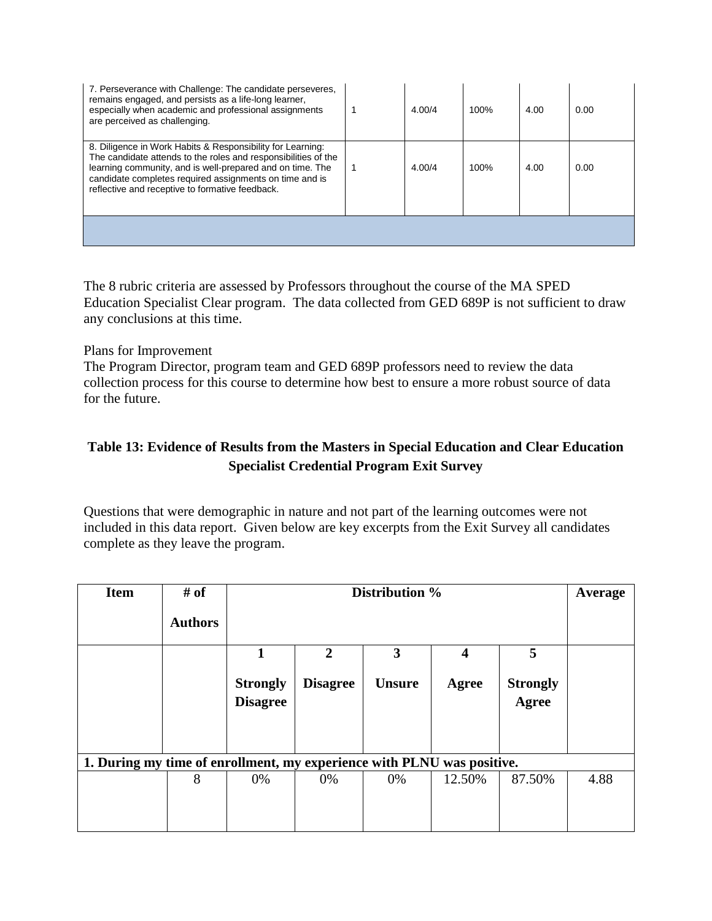| | | | | | |
|---|---|---|---|---|---|
| 7. Perseverance with Challenge: The candidate perseveres, remains engaged, and persists as a life-long learner, especially when academic and professional assignments are perceived as challenging. | 1 | 4.00/4 | 100% | 4.00 | 0.00 |
| 8. Diligence in Work Habits & Responsibility for Learning: The candidate attends to the roles and responsibilities of the learning community, and is well-prepared and on time. The candidate completes required assignments on time and is reflective and receptive to formative feedback. | 1 | 4.00/4 | 100% | 4.00 | 0.00 |
| | | | | | |

The 8 rubric criteria are assessed by Professors throughout the course of the MA SPED Education Specialist Clear program. The data collected from GED 689P is not sufficient to draw any conclusions at this time.

Plans for Improvement

The Program Director, program team and GED 689P professors need to review the data collection process for this course to determine how best to ensure a more robust source of data for the future.

### Table 13: Evidence of Results from the Masters in Special Education and Clear Education Specialist Credential Program Exit Survey

Questions that were demographic in nature and not part of the learning outcomes were not included in this data report. Given below are key excerpts from the Exit Survey all candidates complete as they leave the program.

| Item | # of Authors | Distribution % | | | | | Average |
|---|---|---|---|---|---|---|---|
| | | 1 Strongly Disagree | 2 Disagree | 3 Unsure | 4 Agree | 5 Strongly Agree | |
| **1. During my time of enrollment, my experience with PLNU was positive.** | | | | | | | |
| | 8 | 0% | 0% | 0% | 12.50% | 87.50% | 4.88 |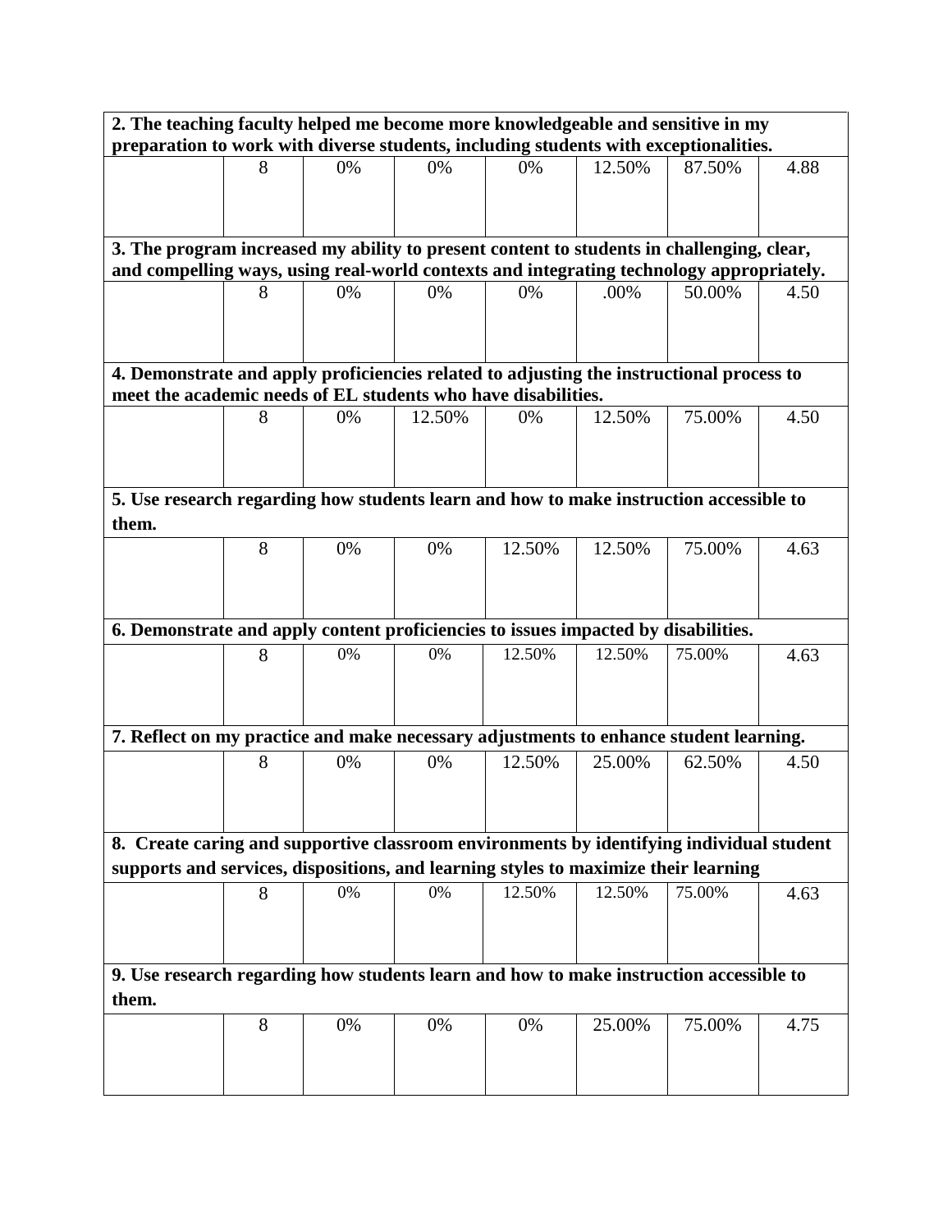| 2. The teaching faculty helped me become more knowledgeable and sensitive in my preparation to work with diverse students, including students with exceptionalities. | | | | | | | |
|---|---|---|---|---|---|---|---|
| | 8 | 0% | 0% | 0% | 12.50% | 87.50% | 4.88 |
| **3. The program increased my ability to present content to students in challenging, clear, and compelling ways, using real-world contexts and integrating technology appropriately.** | | | | | | | |
| | 8 | 0% | 0% | 0% | .00% | 50.00% | 4.50 |
| **4. Demonstrate and apply proficiencies related to adjusting the instructional process to meet the academic needs of EL students who have disabilities.** | | | | | | | |
| | 8 | 0% | 12.50% | 0% | 12.50% | 75.00% | 4.50 |
| **5. Use research regarding how students learn and how to make instruction accessible to them.** | | | | | | | |
| | 8 | 0% | 0% | 12.50% | 12.50% | 75.00% | 4.63 |
| **6. Demonstrate and apply content proficiencies to issues impacted by disabilities.** | | | | | | | |
| | 8 | 0% | 0% | 12.50% | 12.50% | 75.00% | 4.63 |
| **7. Reflect on my practice and make necessary adjustments to enhance student learning.** | | | | | | | |
| | 8 | 0% | 0% | 12.50% | 25.00% | 62.50% | 4.50 |
| **8. Create caring and supportive classroom environments by identifying individual student supports and services, dispositions, and learning styles to maximize their learning** | | | | | | | |
| | 8 | 0% | 0% | 12.50% | 12.50% | 75.00% | 4.63 |
| **9. Use research regarding how students learn and how to make instruction accessible to them.** | | | | | | | |
| | 8 | 0% | 0% | 0% | 25.00% | 75.00% | 4.75 |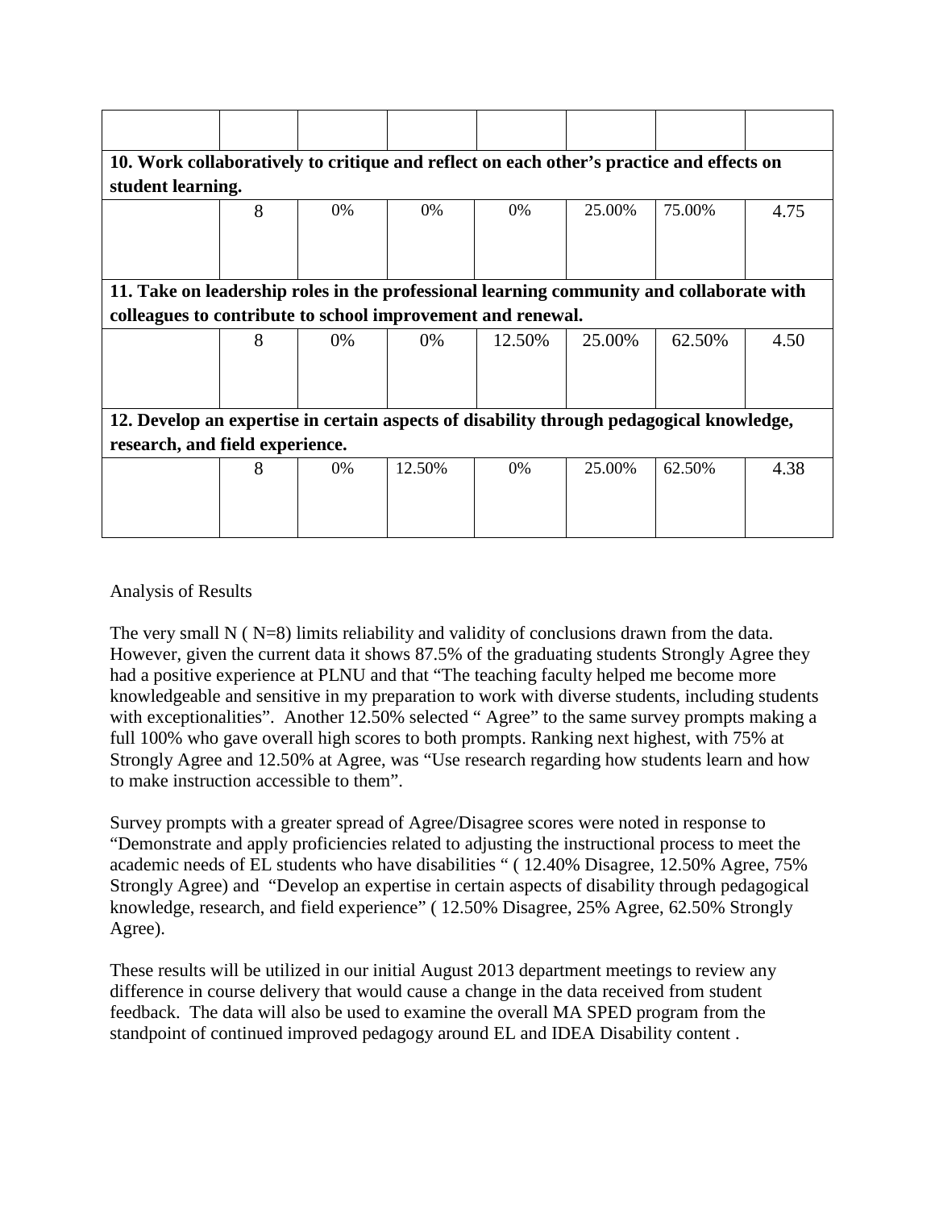| | | | | | | | |
|---|---|---|---|---|---|---|---|
| | | | | | | | |
| **10. Work collaboratively to critique and reflect on each other's practice and effects on student learning.** | | | | | | | |
| | 8 | 0% | 0% | 0% | 25.00% | 75.00% | 4.75 |
| **11. Take on leadership roles in the professional learning community and collaborate with colleagues to contribute to school improvement and renewal.** | | | | | | | |
| | 8 | 0% | 0% | 12.50% | 25.00% | 62.50% | 4.50 |
| **12. Develop an expertise in certain aspects of disability through pedagogical knowledge, research, and field experience.** | | | | | | | |
| | 8 | 0% | 12.50% | 0% | 25.00% | 62.50% | 4.38 |

Analysis of Results

The very small N ( N=8) limits reliability and validity of conclusions drawn from the data. However, given the current data it shows 87.5% of the graduating students Strongly Agree they had a positive experience at PLNU and that "The teaching faculty helped me become more knowledgeable and sensitive in my preparation to work with diverse students, including students with exceptionalities". Another 12.50% selected " Agree" to the same survey prompts making a full 100% who gave overall high scores to both prompts. Ranking next highest, with 75% at Strongly Agree and 12.50% at Agree, was "Use research regarding how students learn and how to make instruction accessible to them".

Survey prompts with a greater spread of Agree/Disagree scores were noted in response to "Demonstrate and apply proficiencies related to adjusting the instructional process to meet the academic needs of EL students who have disabilities " ( 12.40% Disagree, 12.50% Agree, 75% Strongly Agree) and "Develop an expertise in certain aspects of disability through pedagogical knowledge, research, and field experience" ( 12.50% Disagree, 25% Agree, 62.50% Strongly Agree).

These results will be utilized in our initial August 2013 department meetings to review any difference in course delivery that would cause a change in the data received from student feedback. The data will also be used to examine the overall MA SPED program from the standpoint of continued improved pedagogy around EL and IDEA Disability content .